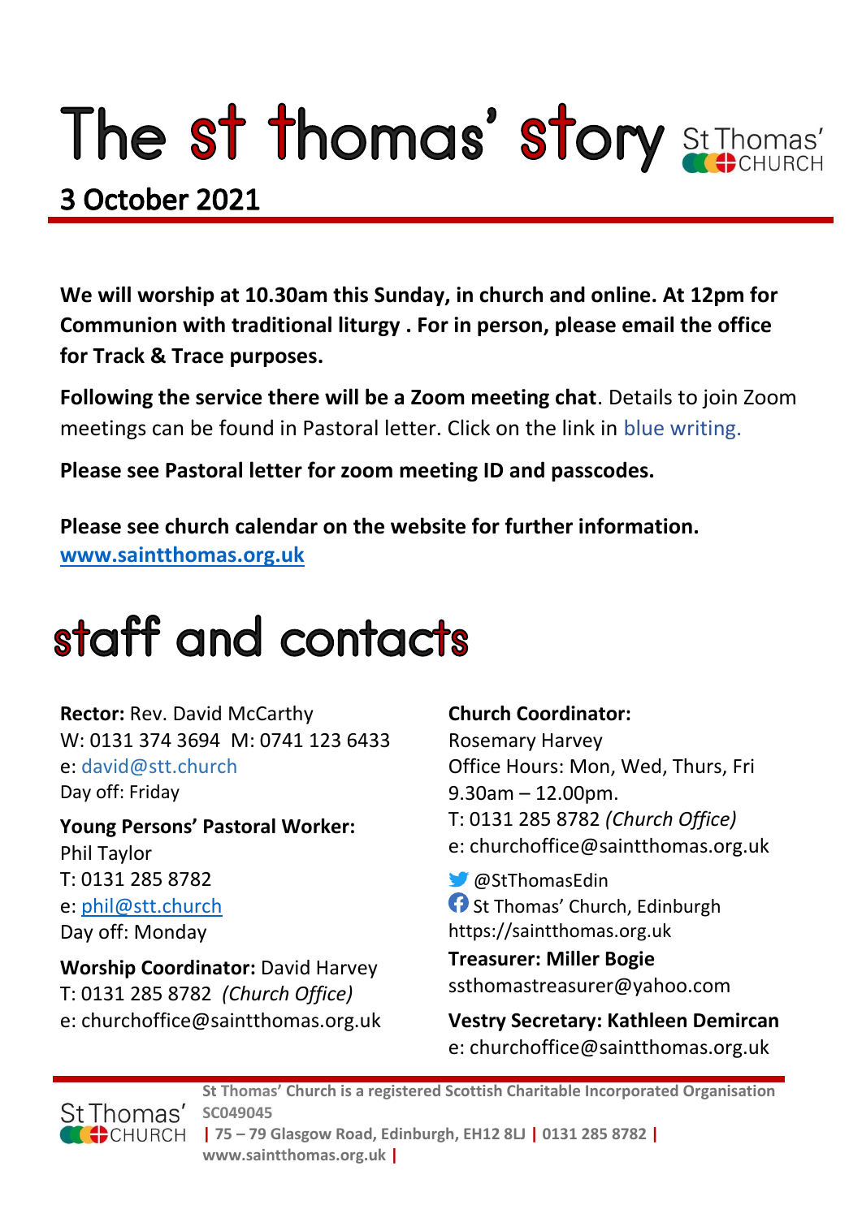# The st thomas' story

St Thomas' CHURCH

## 3 October 2021

**We will worship at 10.30am this Sunday, in church and online. At 12pm for Communion with traditional liturgy . For in person, please email the office for Track & Trace purposes.**

**Following the service there will be a Zoom meeting chat**. Details to join Zoom meetings can be found in Pastoral letter. Click on the link in blue writing.

**Please see Pastoral letter for zoom meeting ID and passcodes.**

**Please see church calendar on the website for further information.**
**www.saintthomas.org.uk**

# staff and contacts

**Rector:** Rev. David McCarthy
W: 0131 374 3694 M: 0741 123 6433
e: david@stt.church
Day off: Friday

**Young Persons' Pastoral Worker:**
Phil Taylor
T: 0131 285 8782
e: phil@stt.church
Day off: Monday

**Worship Coordinator:** David Harvey
T: 0131 285 8782 *(Church Office)*
e: churchoffice@saintthomas.org.uk

**Church Coordinator:**
Rosemary Harvey
Office Hours: Mon, Wed, Thurs, Fri
9.30am – 12.00pm.
T: 0131 285 8782 *(Church Office)*
e: churchoffice@saintthomas.org.uk

@StThomasEdin
St Thomas' Church, Edinburgh
https://saintthomas.org.uk

**Treasurer: Miller Bogie**
ssthomastreasurer@yahoo.com

**Vestry Secretary: Kathleen Demircan**
e: churchoffice@saintthomas.org.uk

**St Thomas' Church is a registered Scottish Charitable Incorporated Organisation SC049045 | 75 – 79 Glasgow Road, Edinburgh, EH12 8LJ | 0131 285 8782 | www.saintthomas.org.uk |**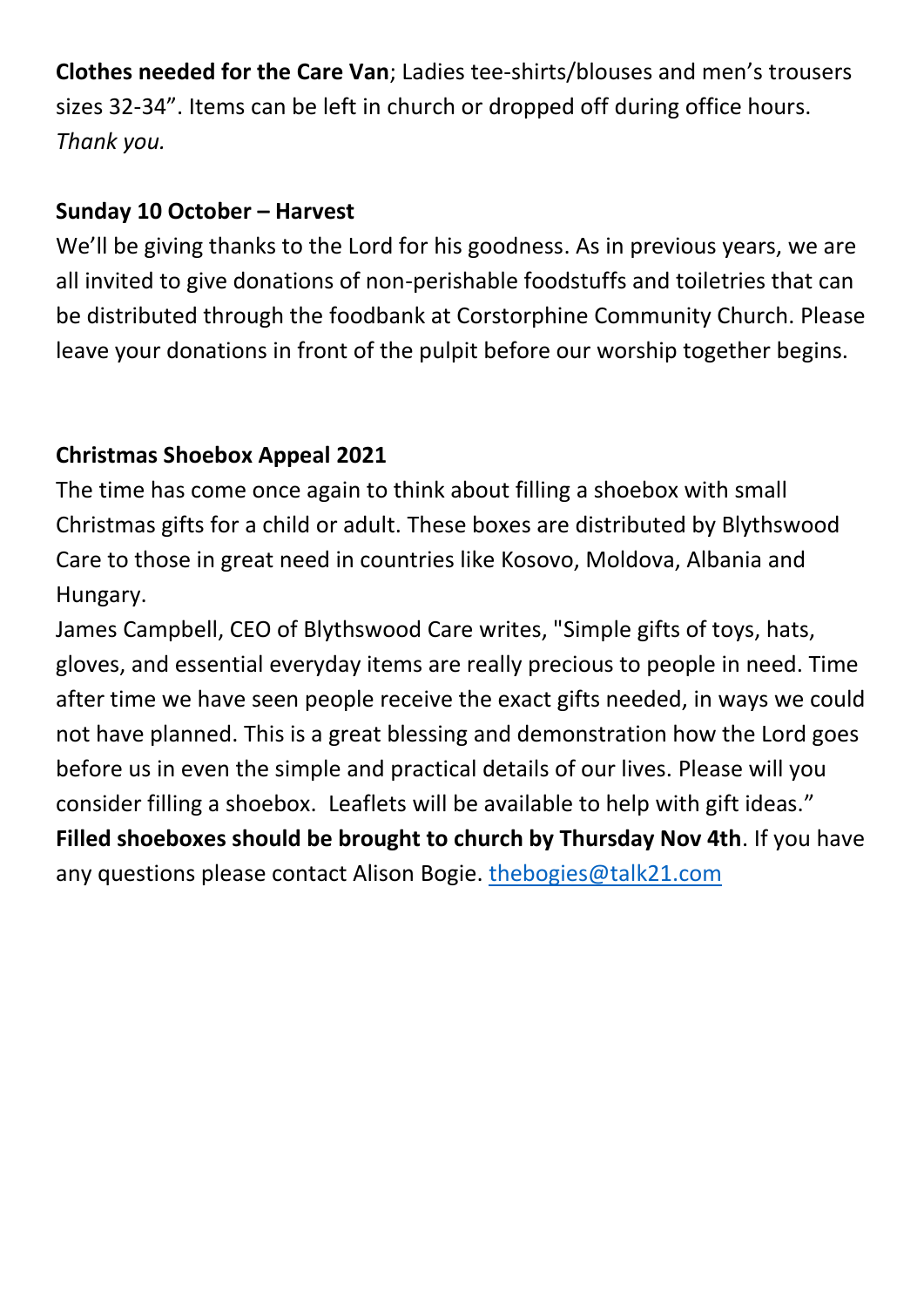**Clothes needed for the Care Van**; Ladies tee-shirts/blouses and men's trousers sizes 32-34". Items can be left in church or dropped off during office hours. *Thank you.*

**Sunday 10 October – Harvest**

We'll be giving thanks to the Lord for his goodness. As in previous years, we are all invited to give donations of non-perishable foodstuffs and toiletries that can be distributed through the foodbank at Corstorphine Community Church. Please leave your donations in front of the pulpit before our worship together begins.

**Christmas Shoebox Appeal 2021**

The time has come once again to think about filling a shoebox with small Christmas gifts for a child or adult. These boxes are distributed by Blythswood Care to those in great need in countries like Kosovo, Moldova, Albania and Hungary.

James Campbell, CEO of Blythswood Care writes, "Simple gifts of toys, hats, gloves, and essential everyday items are really precious to people in need. Time after time we have seen people receive the exact gifts needed, in ways we could not have planned. This is a great blessing and demonstration how the Lord goes before us in even the simple and practical details of our lives. Please will you consider filling a shoebox. Leaflets will be available to help with gift ideas."

**Filled shoeboxes should be brought to church by Thursday Nov 4th**. If you have any questions please contact Alison Bogie. thebogies@talk21.com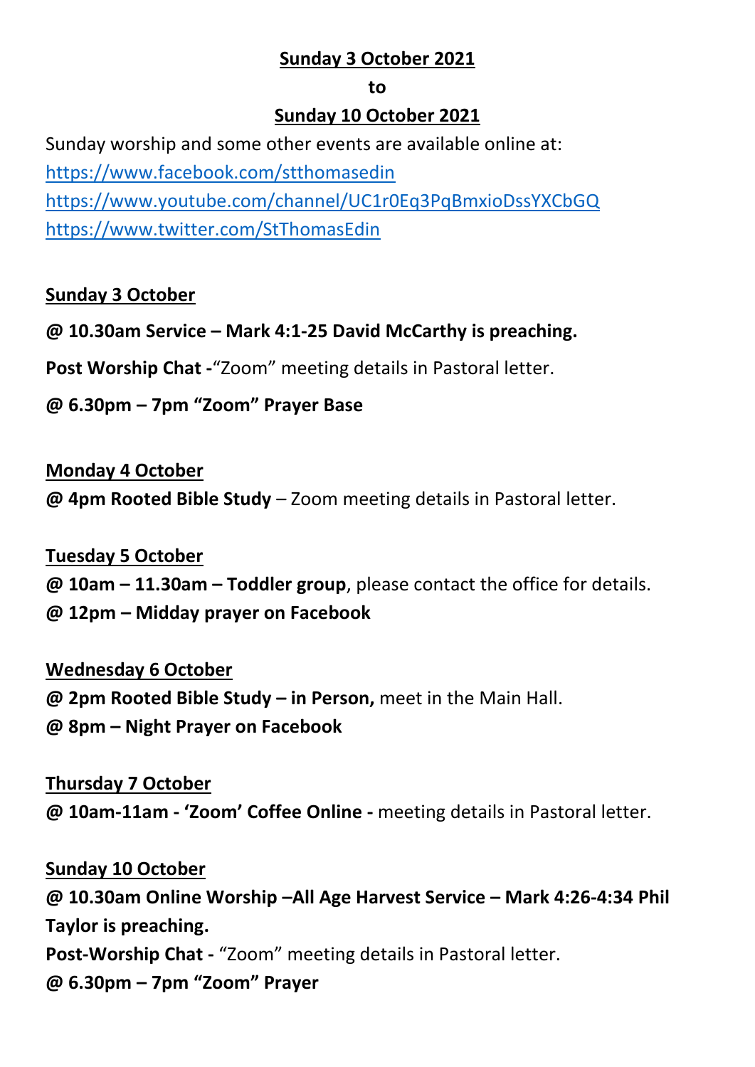**Sunday 3 October 2021**

**to**

**Sunday 10 October 2021**

Sunday worship and some other events are available online at:
https://www.facebook.com/stthomasedin
https://www.youtube.com/channel/UC1r0Eq3PqBmxioDssYXCbGQ
https://www.twitter.com/StThomasEdin

**Sunday 3 October**

**@ 10.30am Service – Mark 4:1-25 David McCarthy is preaching.**

**Post Worship Chat -**"Zoom" meeting details in Pastoral letter.

**@ 6.30pm – 7pm "Zoom" Prayer Base**

**Monday 4 October**

**@ 4pm Rooted Bible Study** – Zoom meeting details in Pastoral letter.

**Tuesday 5 October**

**@ 10am – 11.30am – Toddler group**, please contact the office for details.

**@ 12pm – Midday prayer on Facebook**

**Wednesday 6 October**

**@ 2pm Rooted Bible Study – in Person,** meet in the Main Hall.

**@ 8pm – Night Prayer on Facebook**

**Thursday 7 October**

**@ 10am-11am - 'Zoom' Coffee Online -** meeting details in Pastoral letter.

**Sunday 10 October**

**@ 10.30am Online Worship –All Age Harvest Service – Mark 4:26-4:34 Phil Taylor is preaching.**

**Post-Worship Chat -** "Zoom" meeting details in Pastoral letter.

**@ 6.30pm – 7pm "Zoom" Prayer**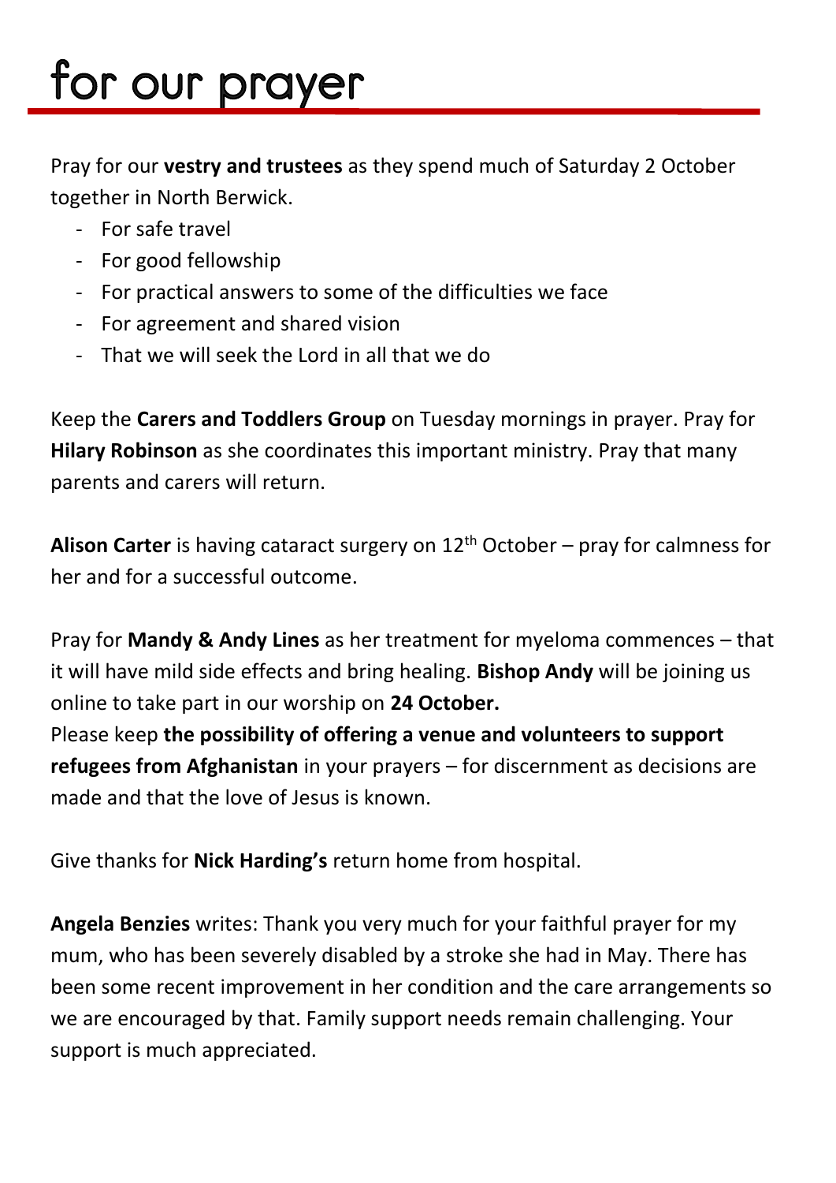# for our prayer

Pray for our **vestry and trustees** as they spend much of Saturday 2 October together in North Berwick.

- For safe travel
- For good fellowship
- For practical answers to some of the difficulties we face
- For agreement and shared vision
- That we will seek the Lord in all that we do

Keep the **Carers and Toddlers Group** on Tuesday mornings in prayer. Pray for **Hilary Robinson** as she coordinates this important ministry. Pray that many parents and carers will return.

**Alison Carter** is having cataract surgery on 12th October – pray for calmness for her and for a successful outcome.

Pray for **Mandy & Andy Lines** as her treatment for myeloma commences – that it will have mild side effects and bring healing. **Bishop Andy** will be joining us online to take part in our worship on **24 October.**

Please keep **the possibility of offering a venue and volunteers to support refugees from Afghanistan** in your prayers – for discernment as decisions are made and that the love of Jesus is known.

Give thanks for **Nick Harding's** return home from hospital.

**Angela Benzies** writes: Thank you very much for your faithful prayer for my mum, who has been severely disabled by a stroke she had in May. There has been some recent improvement in her condition and the care arrangements so we are encouraged by that. Family support needs remain challenging. Your support is much appreciated.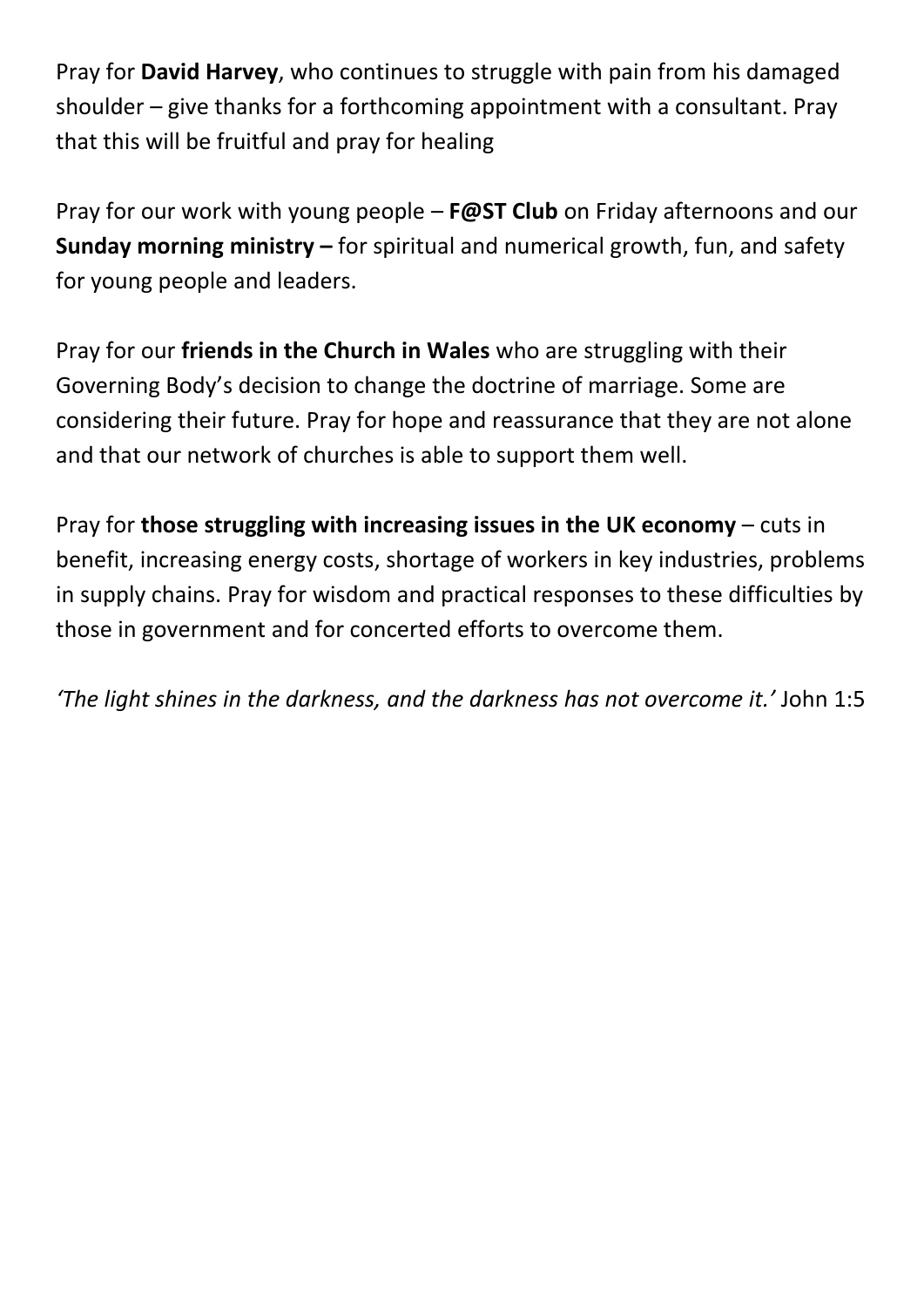Pray for **David Harvey**, who continues to struggle with pain from his damaged shoulder – give thanks for a forthcoming appointment with a consultant. Pray that this will be fruitful and pray for healing

Pray for our work with young people – **F@ST Club** on Friday afternoons and our **Sunday morning ministry –** for spiritual and numerical growth, fun, and safety for young people and leaders.

Pray for our **friends in the Church in Wales** who are struggling with their Governing Body's decision to change the doctrine of marriage. Some are considering their future. Pray for hope and reassurance that they are not alone and that our network of churches is able to support them well.

Pray for **those struggling with increasing issues in the UK economy** – cuts in benefit, increasing energy costs, shortage of workers in key industries, problems in supply chains. Pray for wisdom and practical responses to these difficulties by those in government and for concerted efforts to overcome them.

*'The light shines in the darkness, and the darkness has not overcome it.'* John 1:5